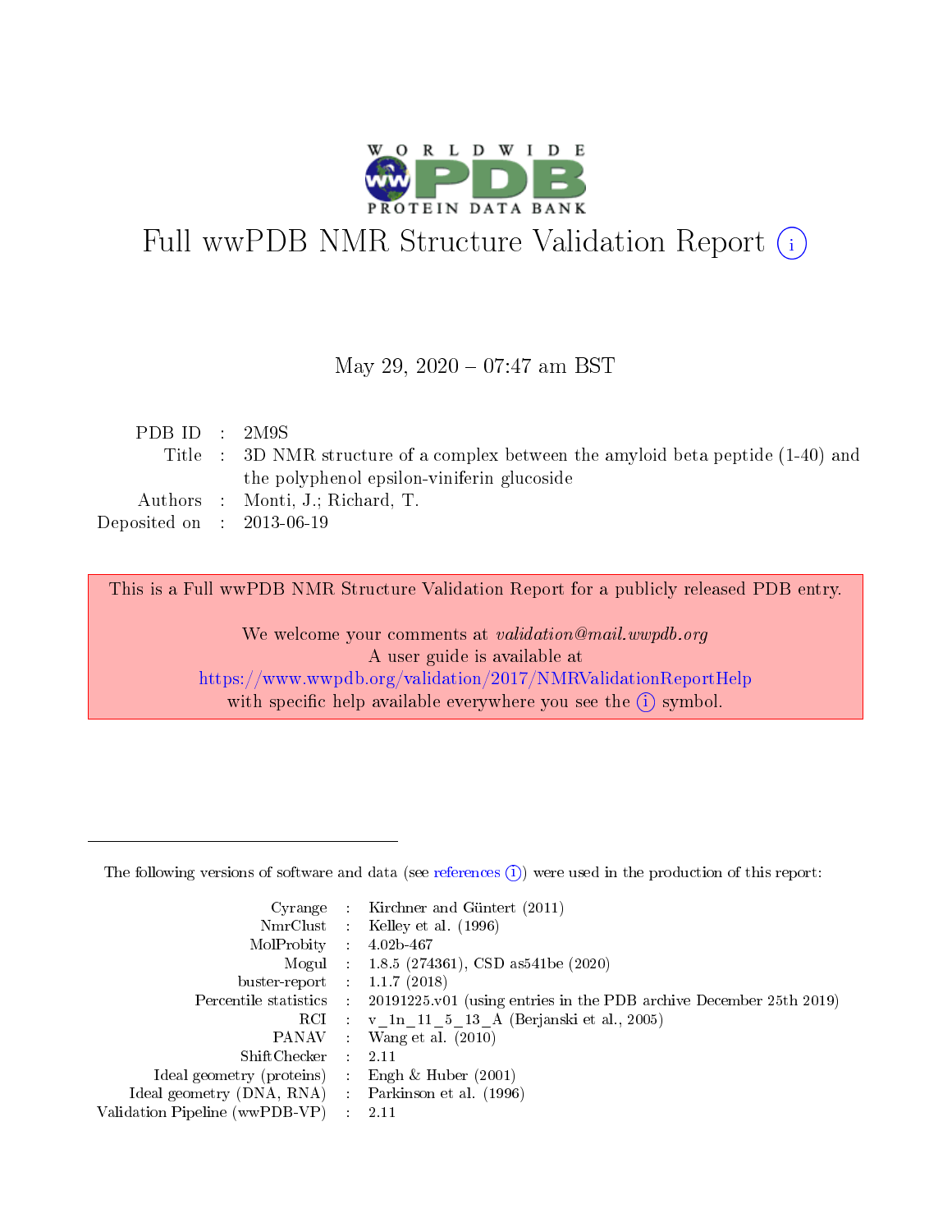# Full wwPDB NMR Structure Validation Report (i)

May 29, 2020 – 07:47 am BST

| | | |
|---|---|---|
| PDB ID | : | 2M9S |
| Title | : | 3D NMR structure of a complex between the amyloid beta peptide (1-40) and the polyphenol epsilon-viniferin glucoside |
| Authors | : | Monti, J.; Richard, T. |
| Deposited on | : | 2013-06-19 |

This is a Full wwPDB NMR Structure Validation Report for a publicly released PDB entry.

We welcome your comments at *validation@mail.wwpdb.org*
A user guide is available at
https://www.wwpdb.org/validation/2017/NMRValidationReportHelp
with specific help available everywhere you see the (i) symbol.

---

The following versions of software and data (see references (i)) were used in the production of this report:

| | | |
|---|---|---|
| Cyrange | : | Kirchner and Güntert (2011) |
| NmrClust | : | Kelley et al. (1996) |
| MolProbity | : | 4.02b-467 |
| Mogul | : | 1.8.5 (274361), CSD as541be (2020) |
| buster-report | : | 1.1.7 (2018) |
| Percentile statistics | : | 20191225.v01 (using entries in the PDB archive December 25th 2019) |
| RCI | : | v_1n_11_5_13_A (Berjanski et al., 2005) |
| PANAV | : | Wang et al. (2010) |
| ShiftChecker | : | 2.11 |
| Ideal geometry (proteins) | : | Engh & Huber (2001) |
| Ideal geometry (DNA, RNA) | : | Parkinson et al. (1996) |
| Validation Pipeline (wwPDB-VP) | : | 2.11 |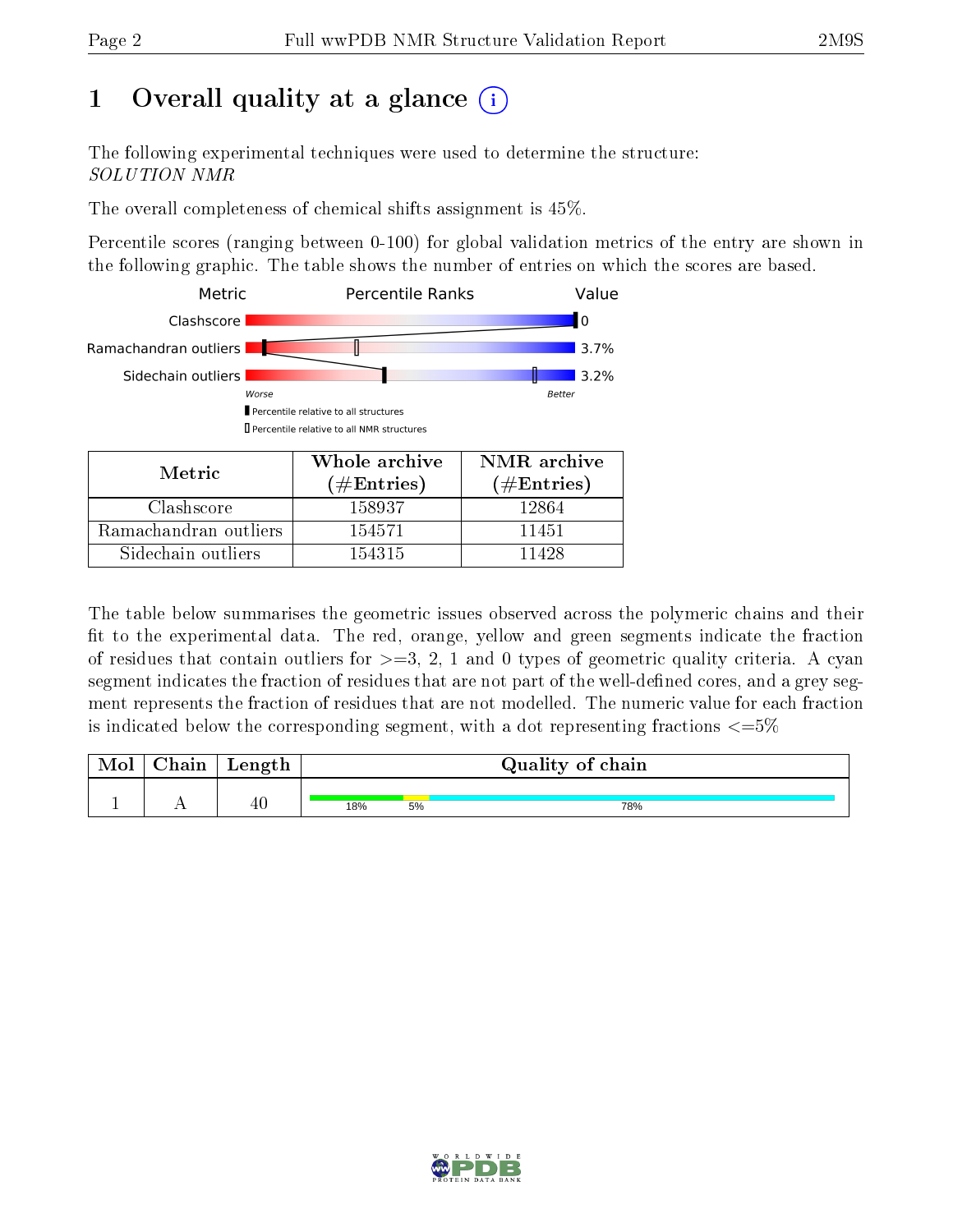# 1 Overall quality at a glance

The following experimental techniques were used to determine the structure:
*SOLUTION NMR*

The overall completeness of chemical shifts assignment is 45%.

Percentile scores (ranging between 0-100) for global validation metrics of the entry are shown in the following graphic. The table shows the number of entries on which the scores are based.

| Metric | Value |
|---|---|
| Clashscore | 0 |
| Ramachandran outliers | 3.7% |
| Sidechain outliers | 3.2% |

| Metric | Whole archive (#Entries) | NMR archive (#Entries) |
|---|---|---|
| Clashscore | 158937 | 12864 |
| Ramachandran outliers | 154571 | 11451 |
| Sidechain outliers | 154315 | 11428 |

The table below summarises the geometric issues observed across the polymeric chains and their fit to the experimental data. The red, orange, yellow and green segments indicate the fraction of residues that contain outliers for >=3, 2, 1 and 0 types of geometric quality criteria. A cyan segment indicates the fraction of residues that are not part of the well-defined cores, and a grey segment represents the fraction of residues that are not modelled. The numeric value for each fraction is indicated below the corresponding segment, with a dot representing fractions <=5%

| Mol | Chain | Length | Quality of chain |
|---|---|---|---|
| 1 | A | 40 | 18% (green), 5% (yellow), 78% (cyan) |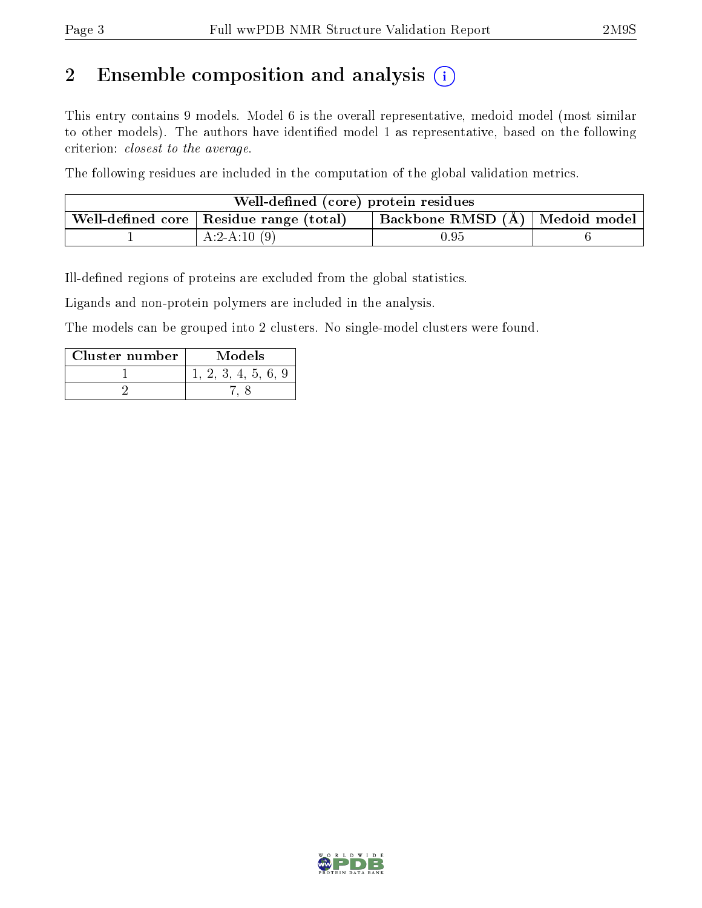## 2 Ensemble composition and analysis

This entry contains 9 models. Model 6 is the overall representative, medoid model (most similar to other models). The authors have identified model 1 as representative, based on the following criterion: *closest to the average*.

The following residues are included in the computation of the global validation metrics.

| Well-defined (core) protein residues | | | |
|---|---|---|---|
| Well-defined core | Residue range (total) | Backbone RMSD (Å) | Medoid model |
| 1 | A:2-A:10 (9) | 0.95 | 6 |

Ill-defined regions of proteins are excluded from the global statistics.

Ligands and non-protein polymers are included in the analysis.

The models can be grouped into 2 clusters. No single-model clusters were found.

| Cluster number | Models |
|---|---|
| 1 | 1, 2, 3, 4, 5, 6, 9 |
| 2 | 7, 8 |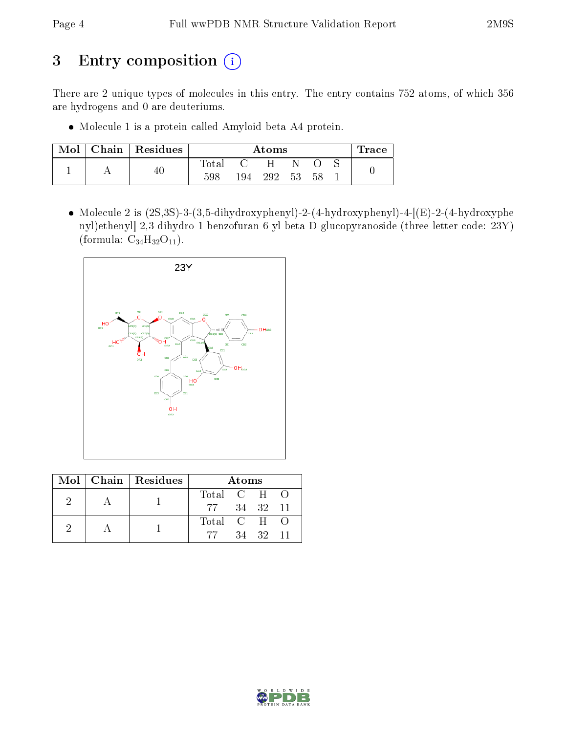# 3 Entry composition (i)

There are 2 unique types of molecules in this entry. The entry contains 752 atoms, of which 356 are hydrogens and 0 are deuteriums.

- Molecule 1 is a protein called Amyloid beta A4 protein.

| Mol | Chain | Residues | Atoms | | | | | | Trace |
|---|---|---|---|---|---|---|---|---|---|
| | | | Total | C | H | N | O | S | |
| 1 | A | 40 | 598 | 194 | 292 | 53 | 58 | 1 | 0 |

- Molecule 2 is (2S,3S)-3-(3,5-dihydroxyphenyl)-2-(4-hydroxyphenyl)-4-[(E)-2-(4-hydroxyphenyl)ethenyl]-2,3-dihydro-1-benzofuran-6-yl beta-D-glucopyranoside (three-letter code: 23Y) (formula: $C_{34}H_{32}O_{11}$).

| Mol | Chain | Residues | Atoms | | | |
|---|---|---|---|---|---|---|
| | | | Total | C | H | O |
| 2 | A | 1 | 77 | 34 | 32 | 11 |
| 2 | A | 1 | 77 | 34 | 32 | 11 |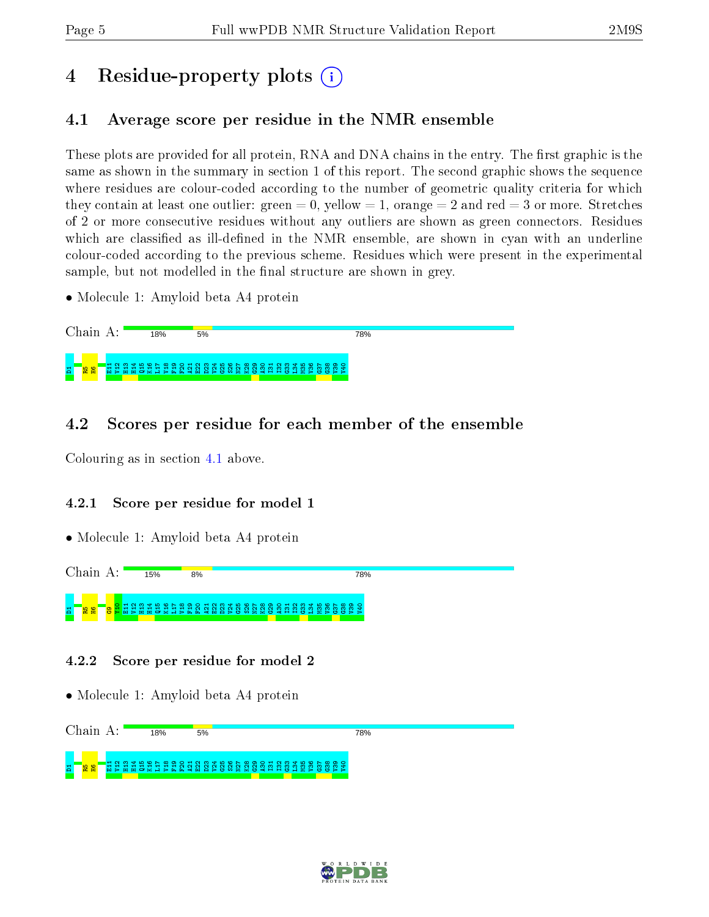# 4 Residue-property plots

## 4.1 Average score per residue in the NMR ensemble

These plots are provided for all protein, RNA and DNA chains in the entry. The first graphic is the same as shown in the summary in section 1 of this report. The second graphic shows the sequence where residues are colour-coded according to the number of geometric quality criteria for which they contain at least one outlier: green = 0, yellow = 1, orange = 2 and red = 3 or more. Stretches of 2 or more consecutive residues without any outliers are shown as green connectors. Residues which are classified as ill-defined in the NMR ensemble, are shown in cyan with an underline colour-coded according to the previous scheme. Residues which were present in the experimental sample, but not modelled in the final structure are shown in grey.

- Molecule 1: Amyloid beta A4 protein

Chain A: 18% 5% 78%

D1 R5 H6 E11 V12 H13 H14 Q15 K16 L17 V18 F19 F20 A21 E22 D23 V24 G25 S26 N27 K28 G29 A30 I31 I32 G33 L34 M35 V36 G37 G38 V39 V40

## 4.2 Scores per residue for each member of the ensemble

Colouring as in section 4.1 above.

### 4.2.1 Score per residue for model 1

- Molecule 1: Amyloid beta A4 protein

Chain A: 15% 8% 78%

D1 R5 H6 G9 Y10 E11 V12 H13 H14 Q15 K16 L17 V18 F19 F20 A21 E22 D23 V24 G25 S26 N27 K28 G29 A30 I31 I32 G33 L34 M35 V36 G37 G38 V39 V40

### 4.2.2 Score per residue for model 2

- Molecule 1: Amyloid beta A4 protein

Chain A: 18% 5% 78%

D1 R5 H6 E11 V12 H13 H14 Q15 K16 L17 V18 F19 F20 A21 E22 D23 V24 G25 S26 N27 K28 G29 A30 I31 I32 G33 L34 M35 V36 G37 G38 V39 V40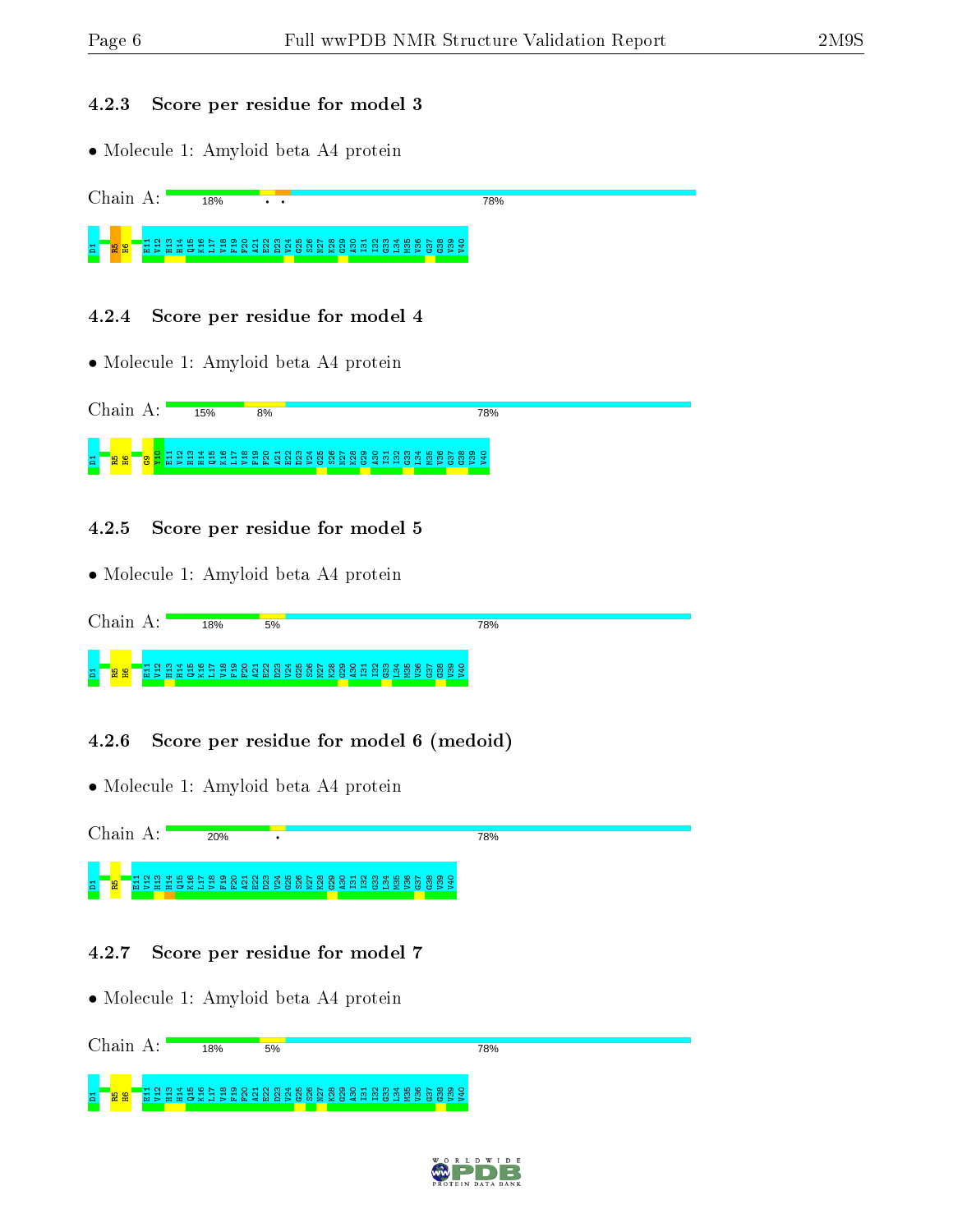### 4.2.3 Score per residue for model 3

- Molecule 1: Amyloid beta A4 protein

Chain A: 18% • • 78%

D1 R5 H6 E11 V12 H13 H14 Q15 K16 L17 V18 F19 F20 A21 E22 D23 V24 G25 S26 N27 K28 G29 A30 I31 I32 G33 L34 M35 V36 G37 G38 V39 V40

### 4.2.4 Score per residue for model 4

- Molecule 1: Amyloid beta A4 protein

Chain A: 15% 8% 78%

D1 R5 H6 G9 V10 E11 V12 H13 H14 Q15 K16 L17 V18 F19 F20 A21 E22 D23 V24 G25 S26 N27 K28 G29 A30 I31 I32 G33 L34 M35 V36 G37 G38 V39 V40

### 4.2.5 Score per residue for model 5

- Molecule 1: Amyloid beta A4 protein

Chain A: 18% 5% 78%

D1 R5 H6 E11 V12 H13 H14 Q15 K16 L17 V18 F19 F20 A21 E22 D23 V24 G25 S26 N27 K28 G29 A30 I31 I32 G33 L34 M35 V36 G37 G38 V39 V40

### 4.2.6 Score per residue for model 6 (medoid)

- Molecule 1: Amyloid beta A4 protein

Chain A: 20% • 78%

D1 R5 E11 V12 H13 H14 Q15 K16 L17 V18 F19 F20 A21 E22 D23 V24 G25 S26 N27 K28 G29 A30 I31 I32 G33 L34 M35 V36 G37 G38 V39 V40

### 4.2.7 Score per residue for model 7

- Molecule 1: Amyloid beta A4 protein

Chain A: 18% 5% 78%

D1 R5 H6 E11 V12 H13 H14 Q15 K16 L17 V18 F19 F20 A21 E22 D23 V24 G25 S26 N27 K28 G29 A30 I31 I32 G33 L34 M35 V36 G37 G38 V39 V40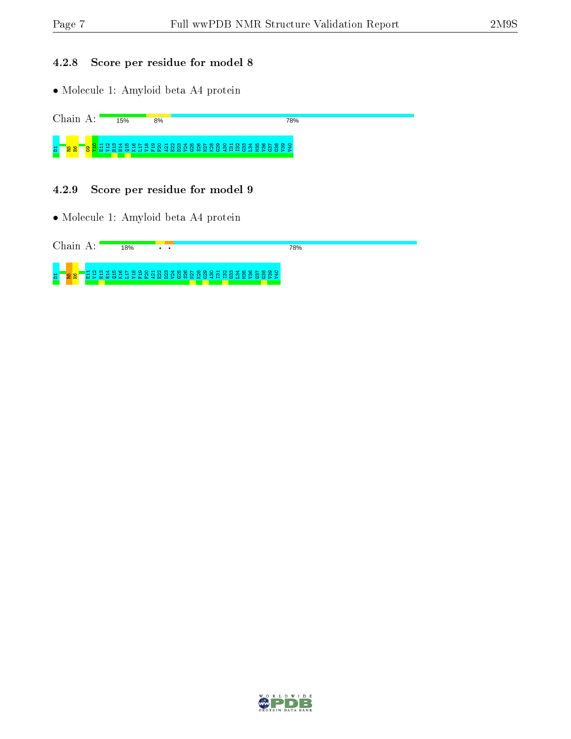### 4.2.8 Score per residue for model 8

- Molecule 1: Amyloid beta A4 protein

Chain A: 15% 8% 78%

D1 R5 H6 G9 Y10 E11 V12 H13 H14 Q15 K16 L17 V18 F19 F20 A21 E22 D23 V24 G25 S26 N27 K28 G29 A30 I31 I32 G33 L34 M35 V36 G37 G38 V39 V40

### 4.2.9 Score per residue for model 9

- Molecule 1: Amyloid beta A4 protein

Chain A: 18% • • 78%

D1 R5 H6 E11 V12 H13 H14 Q15 K16 L17 V18 F19 F20 A21 E22 D23 V24 G25 S26 N27 K28 G29 A30 I31 I32 G33 L34 M35 V36 G37 G38 V39 V40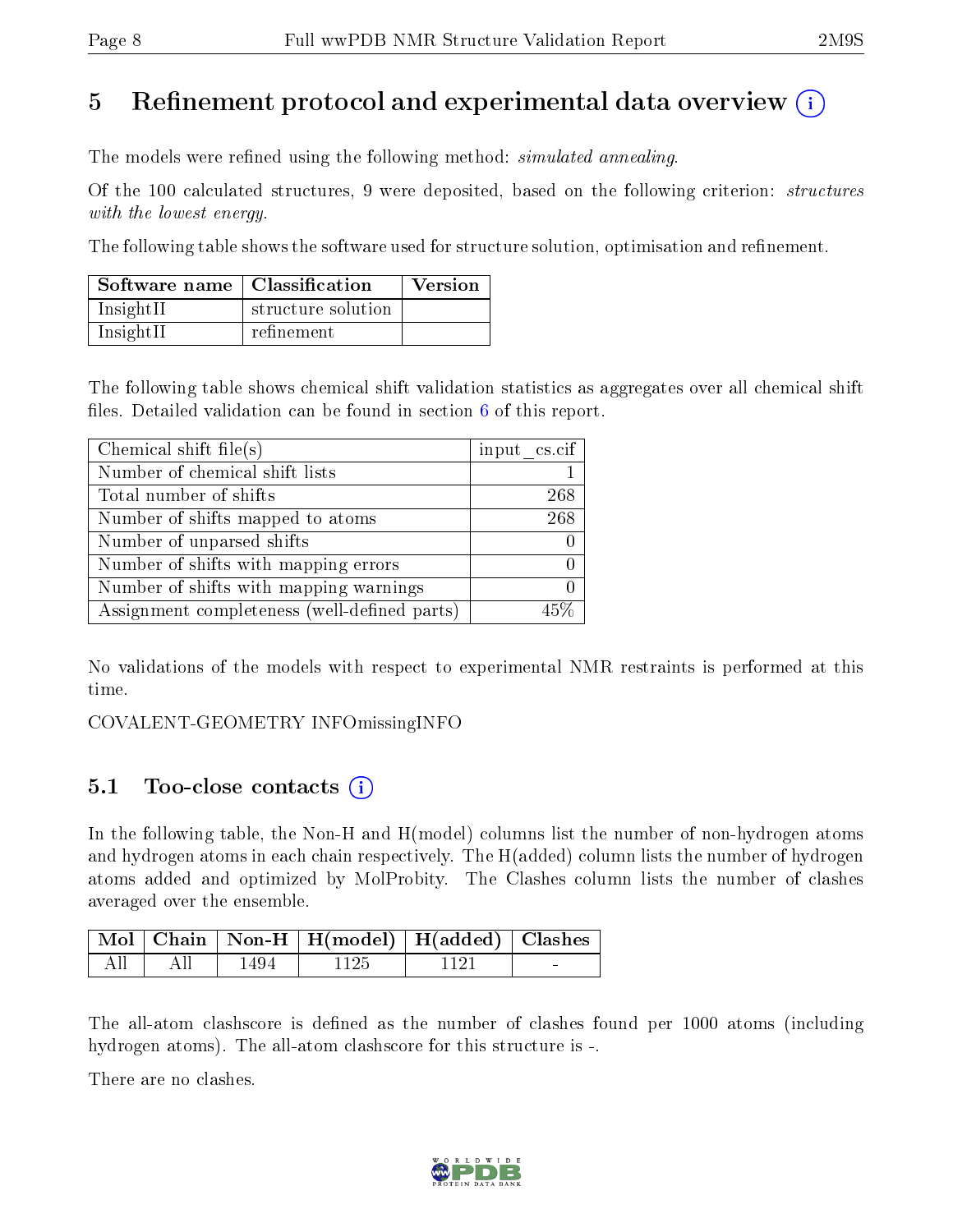# 5 Refinement protocol and experimental data overview

The models were refined using the following method: *simulated annealing*.

Of the 100 calculated structures, 9 were deposited, based on the following criterion: *structures with the lowest energy*.

The following table shows the software used for structure solution, optimisation and refinement.

| Software name | Classification | Version |
|---|---|---|
| InsightII | structure solution | |
| InsightII | refinement | |

The following table shows chemical shift validation statistics as aggregates over all chemical shift files. Detailed validation can be found in section 6 of this report.

| Chemical shift file(s) | input_cs.cif |
|---|---|
| Number of chemical shift lists | 1 |
| Total number of shifts | 268 |
| Number of shifts mapped to atoms | 268 |
| Number of unparsed shifts | 0 |
| Number of shifts with mapping errors | 0 |
| Number of shifts with mapping warnings | 0 |
| Assignment completeness (well-defined parts) | 45% |

No validations of the models with respect to experimental NMR restraints is performed at this time.

COVALENT-GEOMETRY INFOmissingINFO

## 5.1 Too-close contacts

In the following table, the Non-H and H(model) columns list the number of non-hydrogen atoms and hydrogen atoms in each chain respectively. The H(added) column lists the number of hydrogen atoms added and optimized by MolProbity. The Clashes column lists the number of clashes averaged over the ensemble.

| Mol | Chain | Non-H | H(model) | H(added) | Clashes |
|---|---|---|---|---|---|
| All | All | 1494 | 1125 | 1121 | - |

The all-atom clashscore is defined as the number of clashes found per 1000 atoms (including hydrogen atoms). The all-atom clashscore for this structure is -.

There are no clashes.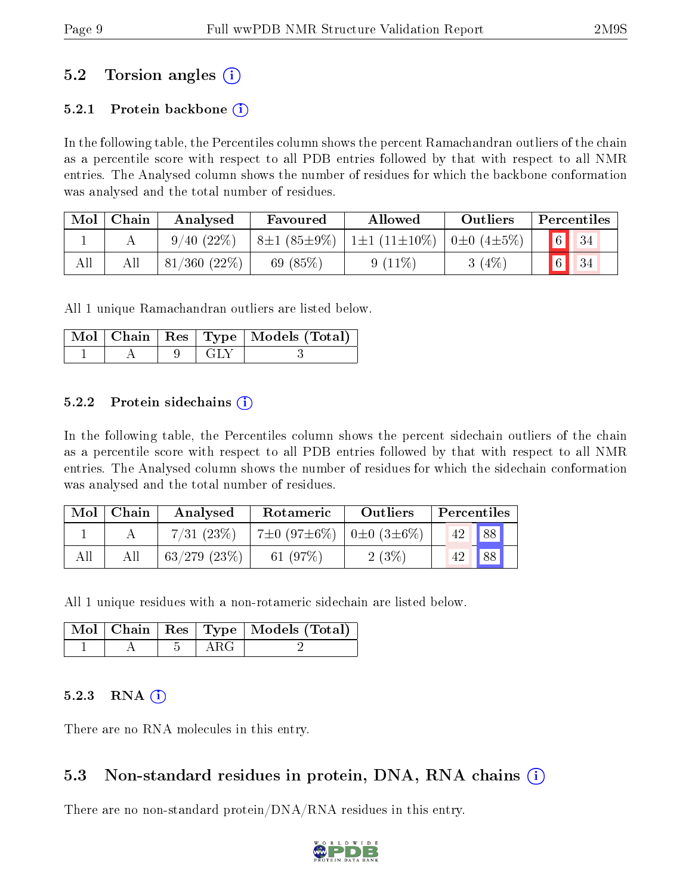## 5.2 Torsion angles (i)

### 5.2.1 Protein backbone (i)

In the following table, the Percentiles column shows the percent Ramachandran outliers of the chain as a percentile score with respect to all PDB entries followed by that with respect to all NMR entries. The Analysed column shows the number of residues for which the backbone conformation was analysed and the total number of residues.

| Mol | Chain | Analysed | Favoured | Allowed | Outliers | Percentiles | |
|---|---|---|---|---|---|---|---|
| 1 | A | 9/40 (22%) | 8±1 (85±9%) | 1±1 (11±10%) | 0±0 (4±5%) | 6 | 34 |
| All | All | 81/360 (22%) | 69 (85%) | 9 (11%) | 3 (4%) | 6 | 34 |

All 1 unique Ramachandran outliers are listed below.

| Mol | Chain | Res | Type | Models (Total) |
|---|---|---|---|---|
| 1 | A | 9 | GLY | 3 |

### 5.2.2 Protein sidechains (i)

In the following table, the Percentiles column shows the percent sidechain outliers of the chain as a percentile score with respect to all PDB entries followed by that with respect to all NMR entries. The Analysed column shows the number of residues for which the sidechain conformation was analysed and the total number of residues.

| Mol | Chain | Analysed | Rotameric | Outliers | Percentiles | |
|---|---|---|---|---|---|---|
| 1 | A | 7/31 (23%) | 7±0 (97±6%) | 0±0 (3±6%) | 42 | 88 |
| All | All | 63/279 (23%) | 61 (97%) | 2 (3%) | 42 | 88 |

All 1 unique residues with a non-rotameric sidechain are listed below.

| Mol | Chain | Res | Type | Models (Total) |
|---|---|---|---|---|
| 1 | A | 5 | ARG | 2 |

### 5.2.3 RNA (i)

There are no RNA molecules in this entry.

## 5.3 Non-standard residues in protein, DNA, RNA chains (i)

There are no non-standard protein/DNA/RNA residues in this entry.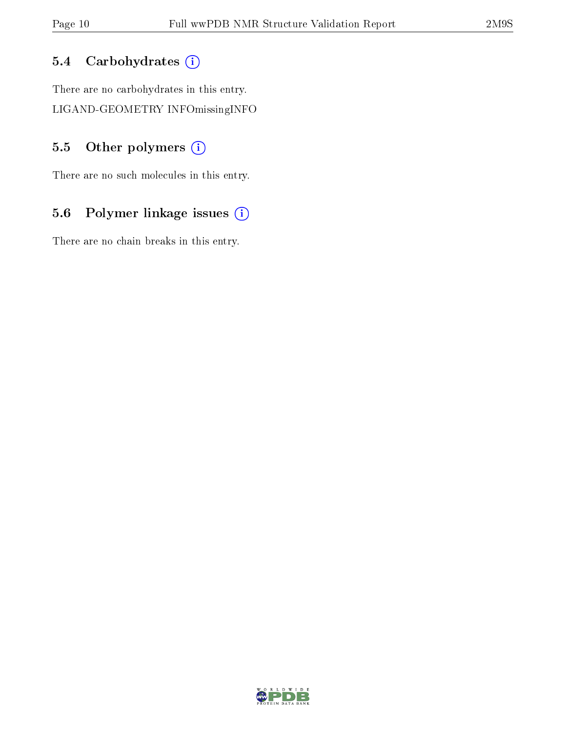### 5.4 Carbohydrates

There are no carbohydrates in this entry.

LIGAND-GEOMETRY INFOmissingINFO

### 5.5 Other polymers

There are no such molecules in this entry.

### 5.6 Polymer linkage issues

There are no chain breaks in this entry.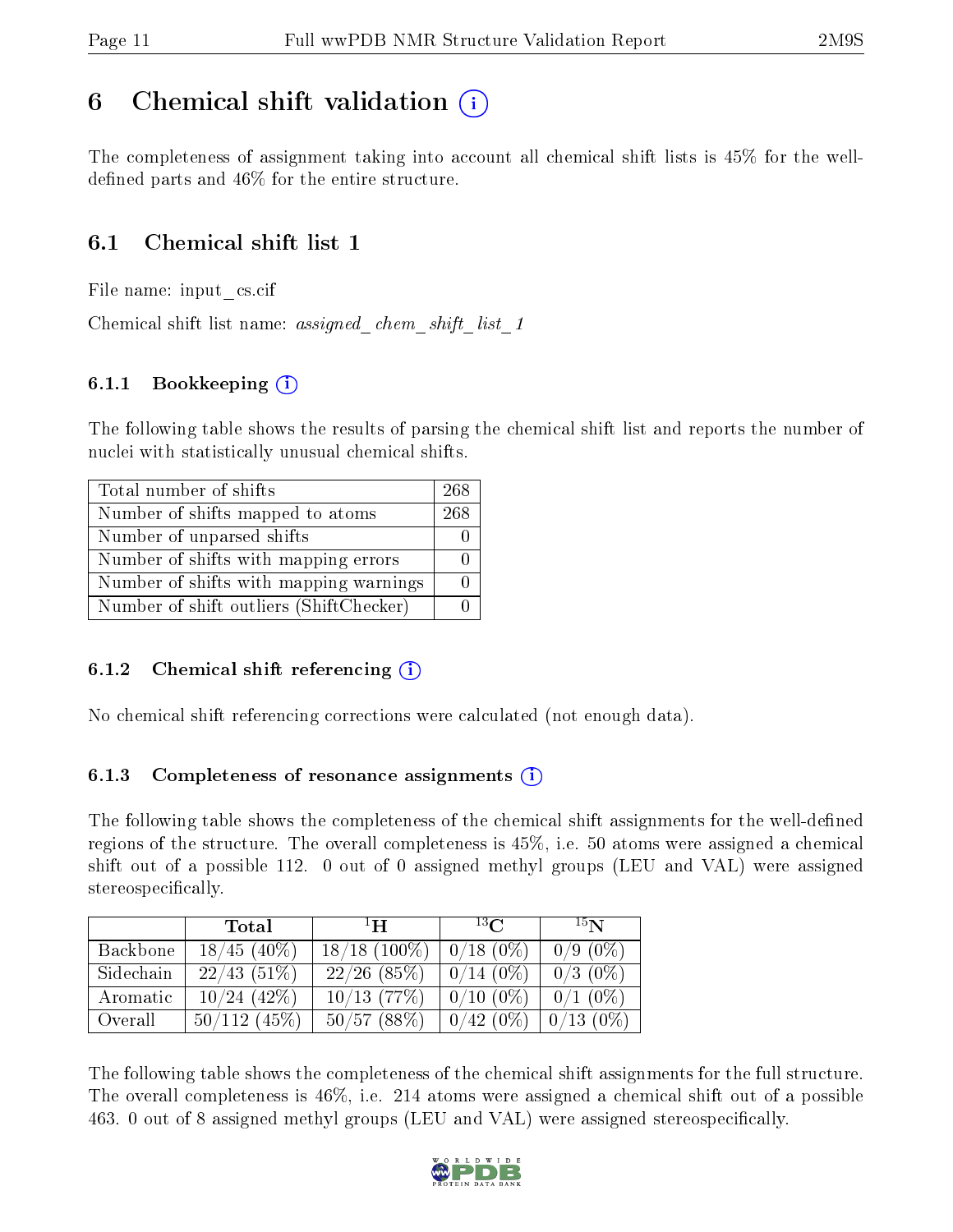# 6 Chemical shift validation (i)

The completeness of assignment taking into account all chemical shift lists is 45% for the well-defined parts and 46% for the entire structure.

## 6.1 Chemical shift list 1

File name: input_cs.cif

Chemical shift list name: *assigned_chem_shift_list_1*

### 6.1.1 Bookkeeping (i)

The following table shows the results of parsing the chemical shift list and reports the number of nuclei with statistically unusual chemical shifts.

| Total number of shifts | 268 |
|---|---|
| Number of shifts mapped to atoms | 268 |
| Number of unparsed shifts | 0 |
| Number of shifts with mapping errors | 0 |
| Number of shifts with mapping warnings | 0 |
| Number of shift outliers (ShiftChecker) | 0 |

### 6.1.2 Chemical shift referencing (i)

No chemical shift referencing corrections were calculated (not enough data).

### 6.1.3 Completeness of resonance assignments (i)

The following table shows the completeness of the chemical shift assignments for the well-defined regions of the structure. The overall completeness is 45%, i.e. 50 atoms were assigned a chemical shift out of a possible 112. 0 out of 0 assigned methyl groups (LEU and VAL) were assigned stereospecifically.

| | Total | $^{1}$H | $^{13}$C | $^{15}$N |
|---|---|---|---|---|
| Backbone | 18/45 (40%) | 18/18 (100%) | 0/18 (0%) | 0/9 (0%) |
| Sidechain | 22/43 (51%) | 22/26 (85%) | 0/14 (0%) | 0/3 (0%) |
| Aromatic | 10/24 (42%) | 10/13 (77%) | 0/10 (0%) | 0/1 (0%) |
| Overall | 50/112 (45%) | 50/57 (88%) | 0/42 (0%) | 0/13 (0%) |

The following table shows the completeness of the chemical shift assignments for the full structure. The overall completeness is 46%, i.e. 214 atoms were assigned a chemical shift out of a possible 463. 0 out of 8 assigned methyl groups (LEU and VAL) were assigned stereospecifically.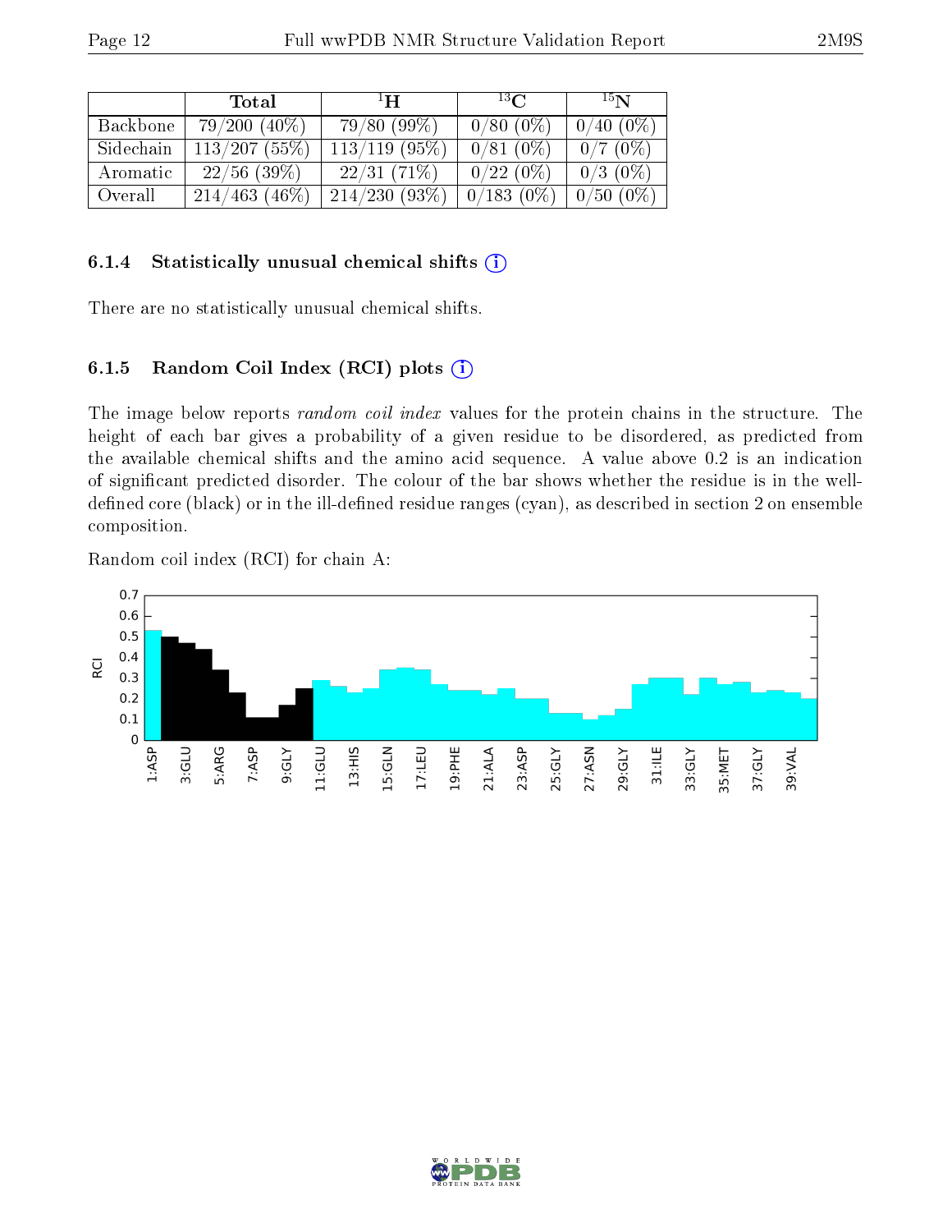|  | Total | $^{1}$H | $^{13}$C | $^{15}$N |
|---|---|---|---|---|
| Backbone | 79/200 (40%) | 79/80 (99%) | 0/80 (0%) | 0/40 (0%) |
| Sidechain | 113/207 (55%) | 113/119 (95%) | 0/81 (0%) | 0/7 (0%) |
| Aromatic | 22/56 (39%) | 22/31 (71%) | 0/22 (0%) | 0/3 (0%) |
| Overall | 214/463 (46%) | 214/230 (93%) | 0/183 (0%) | 0/50 (0%) |

### 6.1.4 Statistically unusual chemical shifts (i)

There are no statistically unusual chemical shifts.

### 6.1.5 Random Coil Index (RCI) plots (i)

The image below reports *random coil index* values for the protein chains in the structure. The height of each bar gives a probability of a given residue to be disordered, as predicted from the available chemical shifts and the amino acid sequence. A value above 0.2 is an indication of significant predicted disorder. The colour of the bar shows whether the residue is in the well-defined core (black) or in the ill-defined residue ranges (cyan), as described in section 2 on ensemble composition.

Random coil index (RCI) for chain A:

RCI
0.7
0.6
0.5
0.4
0.3
0.2
0.1
0
1:ASP 3:GLU 5:ARG 7:ASP 9:GLY 11:GLU 13:HIS 15:GLN 17:LEU 19:PHE 21:ALA 23:ASP 25:GLY 27:ASN 29:GLY 31:ILE 33:GLY 35:MET 37:GLY 39:VAL